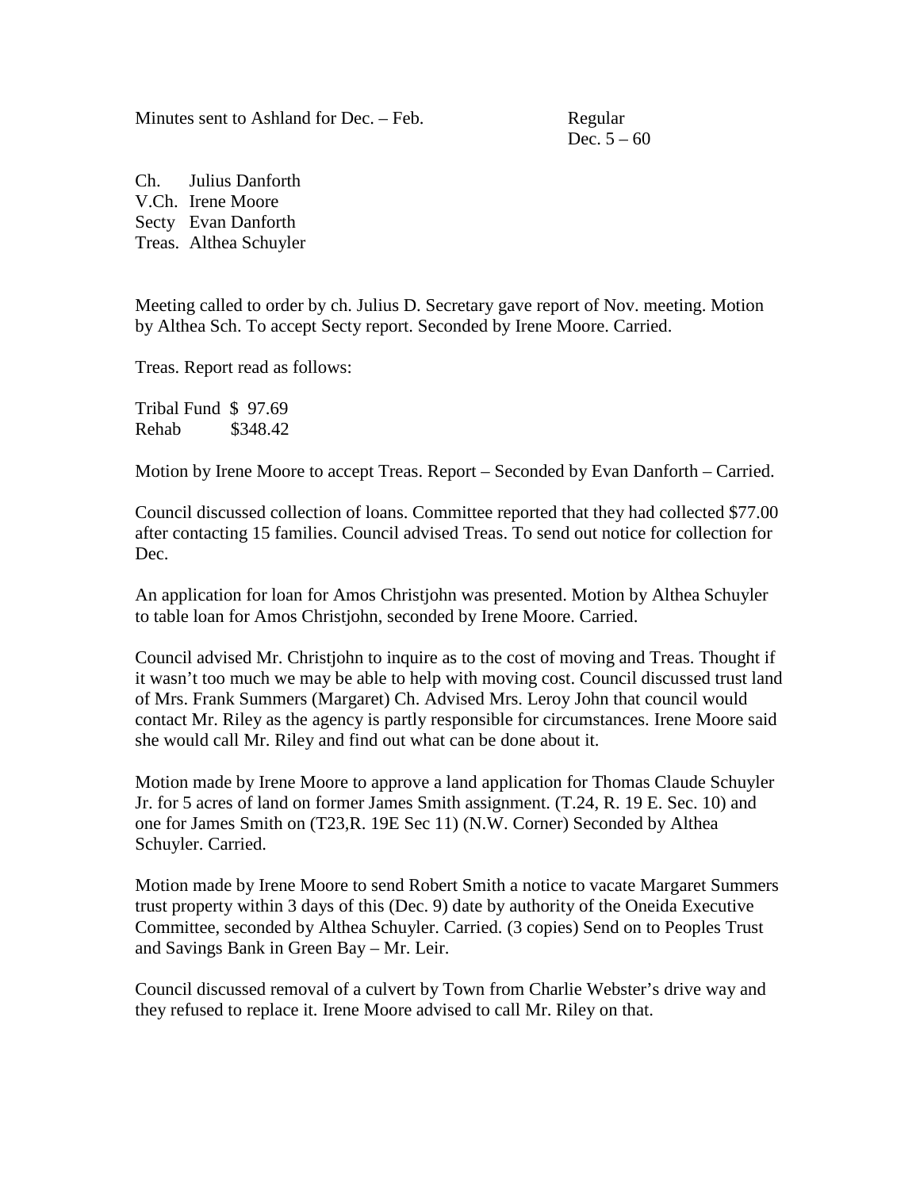Minutes sent to Ashland for Dec. – Feb.

Regular
Dec. 5 – 60

Ch. Julius Danforth
V.Ch. Irene Moore
Secty Evan Danforth
Treas. Althea Schuyler

Meeting called to order by ch. Julius D. Secretary gave report of Nov. meeting. Motion by Althea Sch. To accept Secty report. Seconded by Irene Moore. Carried.

Treas. Report read as follows:

Tribal Fund $ 97.69
Rehab $348.42

Motion by Irene Moore to accept Treas. Report – Seconded by Evan Danforth – Carried.

Council discussed collection of loans. Committee reported that they had collected $77.00 after contacting 15 families. Council advised Treas. To send out notice for collection for Dec.

An application for loan for Amos Christjohn was presented. Motion by Althea Schuyler to table loan for Amos Christjohn, seconded by Irene Moore. Carried.

Council advised Mr. Christjohn to inquire as to the cost of moving and Treas. Thought if it wasn't too much we may be able to help with moving cost. Council discussed trust land of Mrs. Frank Summers (Margaret) Ch. Advised Mrs. Leroy John that council would contact Mr. Riley as the agency is partly responsible for circumstances. Irene Moore said she would call Mr. Riley and find out what can be done about it.

Motion made by Irene Moore to approve a land application for Thomas Claude Schuyler Jr. for 5 acres of land on former James Smith assignment. (T.24, R. 19 E. Sec. 10) and one for James Smith on (T23,R. 19E Sec 11) (N.W. Corner) Seconded by Althea Schuyler. Carried.

Motion made by Irene Moore to send Robert Smith a notice to vacate Margaret Summers trust property within 3 days of this (Dec. 9) date by authority of the Oneida Executive Committee, seconded by Althea Schuyler. Carried. (3 copies) Send on to Peoples Trust and Savings Bank in Green Bay – Mr. Leir.

Council discussed removal of a culvert by Town from Charlie Webster's drive way and they refused to replace it. Irene Moore advised to call Mr. Riley on that.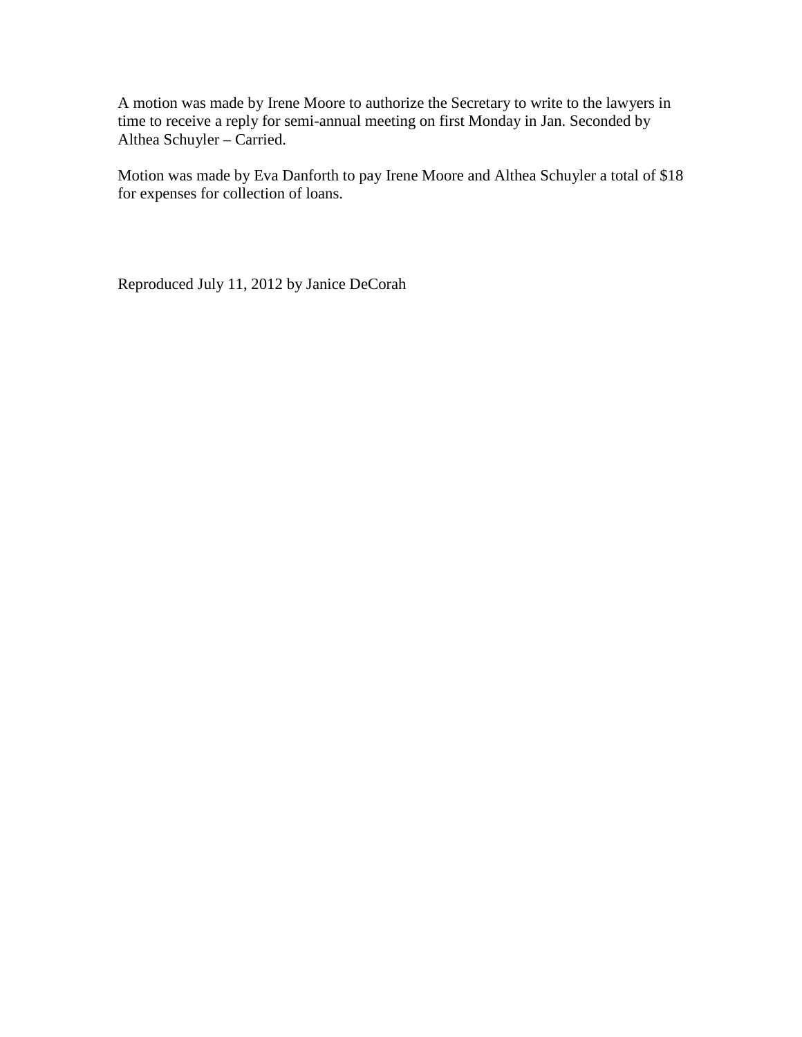A motion was made by Irene Moore to authorize the Secretary to write to the lawyers in time to receive a reply for semi-annual meeting on first Monday in Jan. Seconded by Althea Schuyler – Carried.

Motion was made by Eva Danforth to pay Irene Moore and Althea Schuyler a total of $18 for expenses for collection of loans.

Reproduced July 11, 2012 by Janice DeCorah